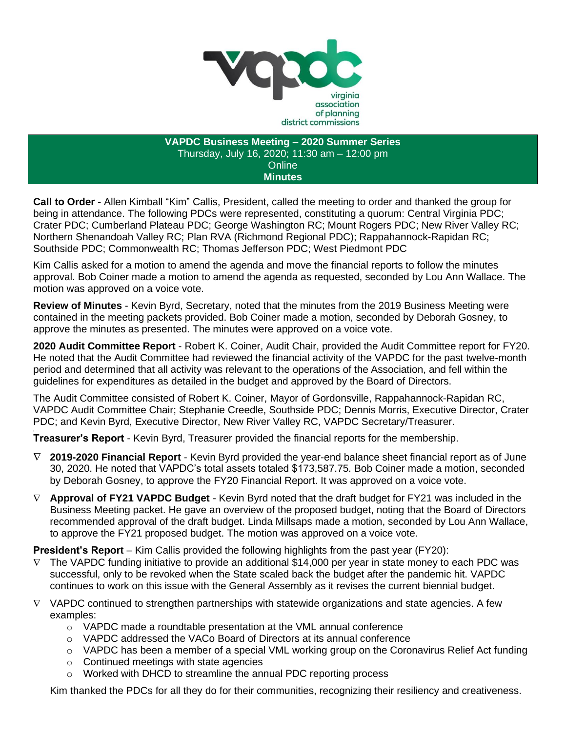virginia association of planning district commissions

**VAPDC Business Meeting – 2020 Summer Series**
Thursday, July 16, 2020; 11:30 am – 12:00 pm
Online
**Minutes**

**Call to Order -** Allen Kimball "Kim" Callis, President, called the meeting to order and thanked the group for being in attendance. The following PDCs were represented, constituting a quorum: Central Virginia PDC; Crater PDC; Cumberland Plateau PDC; George Washington RC; Mount Rogers PDC; New River Valley RC; Northern Shenandoah Valley RC; Plan RVA (Richmond Regional PDC); Rappahannock-Rapidan RC; Southside PDC; Commonwealth RC; Thomas Jefferson PDC; West Piedmont PDC

Kim Callis asked for a motion to amend the agenda and move the financial reports to follow the minutes approval. Bob Coiner made a motion to amend the agenda as requested, seconded by Lou Ann Wallace. The motion was approved on a voice vote.

**Review of Minutes** - Kevin Byrd, Secretary, noted that the minutes from the 2019 Business Meeting were contained in the meeting packets provided. Bob Coiner made a motion, seconded by Deborah Gosney, to approve the minutes as presented. The minutes were approved on a voice vote.

**2020 Audit Committee Report** - Robert K. Coiner, Audit Chair, provided the Audit Committee report for FY20. He noted that the Audit Committee had reviewed the financial activity of the VAPDC for the past twelve-month period and determined that all activity was relevant to the operations of the Association, and fell within the guidelines for expenditures as detailed in the budget and approved by the Board of Directors.

The Audit Committee consisted of Robert K. Coiner, Mayor of Gordonsville, Rappahannock-Rapidan RC, VAPDC Audit Committee Chair; Stephanie Creedle, Southside PDC; Dennis Morris, Executive Director, Crater PDC; and Kevin Byrd, Executive Director, New River Valley RC, VAPDC Secretary/Treasurer.

**Treasurer's Report** - Kevin Byrd, Treasurer provided the financial reports for the membership.

- **2019-2020 Financial Report** - Kevin Byrd provided the year-end balance sheet financial report as of June 30, 2020. He noted that VAPDC's total assets totaled $173,587.75. Bob Coiner made a motion, seconded by Deborah Gosney, to approve the FY20 Financial Report. It was approved on a voice vote.
- **Approval of FY21 VAPDC Budget** - Kevin Byrd noted that the draft budget for FY21 was included in the Business Meeting packet. He gave an overview of the proposed budget, noting that the Board of Directors recommended approval of the draft budget. Linda Millsaps made a motion, seconded by Lou Ann Wallace, to approve the FY21 proposed budget. The motion was approved on a voice vote.

**President's Report** – Kim Callis provided the following highlights from the past year (FY20):

- The VAPDC funding initiative to provide an additional $14,000 per year in state money to each PDC was successful, only to be revoked when the State scaled back the budget after the pandemic hit. VAPDC continues to work on this issue with the General Assembly as it revises the current biennial budget.
- VAPDC continued to strengthen partnerships with statewide organizations and state agencies. A few examples:
  - VAPDC made a roundtable presentation at the VML annual conference
  - VAPDC addressed the VACo Board of Directors at its annual conference
  - VAPDC has been a member of a special VML working group on the Coronavirus Relief Act funding
  - Continued meetings with state agencies
  - Worked with DHCD to streamline the annual PDC reporting process

Kim thanked the PDCs for all they do for their communities, recognizing their resiliency and creativeness.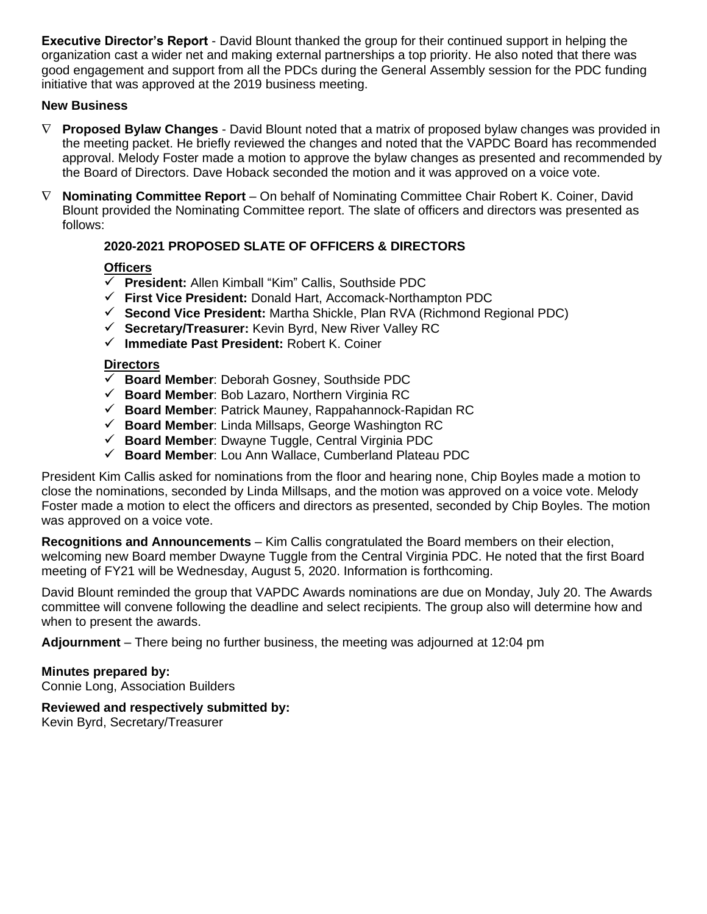**Executive Director's Report** - David Blount thanked the group for their continued support in helping the organization cast a wider net and making external partnerships a top priority. He also noted that there was good engagement and support from all the PDCs during the General Assembly session for the PDC funding initiative that was approved at the 2019 business meeting.

**New Business**

- **Proposed Bylaw Changes** - David Blount noted that a matrix of proposed bylaw changes was provided in the meeting packet. He briefly reviewed the changes and noted that the VAPDC Board has recommended approval. Melody Foster made a motion to approve the bylaw changes as presented and recommended by the Board of Directors. Dave Hoback seconded the motion and it was approved on a voice vote.
- **Nominating Committee Report** – On behalf of Nominating Committee Chair Robert K. Coiner, David Blount provided the Nominating Committee report. The slate of officers and directors was presented as follows:

**2020-2021 PROPOSED SLATE OF OFFICERS & DIRECTORS**

**Officers**

- ✓ **President:** Allen Kimball "Kim" Callis, Southside PDC
- ✓ **First Vice President:** Donald Hart, Accomack-Northampton PDC
- ✓ **Second Vice President:** Martha Shickle, Plan RVA (Richmond Regional PDC)
- ✓ **Secretary/Treasurer:** Kevin Byrd, New River Valley RC
- ✓ **Immediate Past President:** Robert K. Coiner

**Directors**

- ✓ **Board Member**: Deborah Gosney, Southside PDC
- ✓ **Board Member**: Bob Lazaro, Northern Virginia RC
- ✓ **Board Member**: Patrick Mauney, Rappahannock-Rapidan RC
- ✓ **Board Member**: Linda Millsaps, George Washington RC
- ✓ **Board Member**: Dwayne Tuggle, Central Virginia PDC
- ✓ **Board Member**: Lou Ann Wallace, Cumberland Plateau PDC

President Kim Callis asked for nominations from the floor and hearing none, Chip Boyles made a motion to close the nominations, seconded by Linda Millsaps, and the motion was approved on a voice vote. Melody Foster made a motion to elect the officers and directors as presented, seconded by Chip Boyles. The motion was approved on a voice vote.

**Recognitions and Announcements** – Kim Callis congratulated the Board members on their election, welcoming new Board member Dwayne Tuggle from the Central Virginia PDC. He noted that the first Board meeting of FY21 will be Wednesday, August 5, 2020. Information is forthcoming.

David Blount reminded the group that VAPDC Awards nominations are due on Monday, July 20. The Awards committee will convene following the deadline and select recipients. The group also will determine how and when to present the awards.

**Adjournment** – There being no further business, the meeting was adjourned at 12:04 pm

**Minutes prepared by:**
Connie Long, Association Builders

**Reviewed and respectively submitted by:**
Kevin Byrd, Secretary/Treasurer